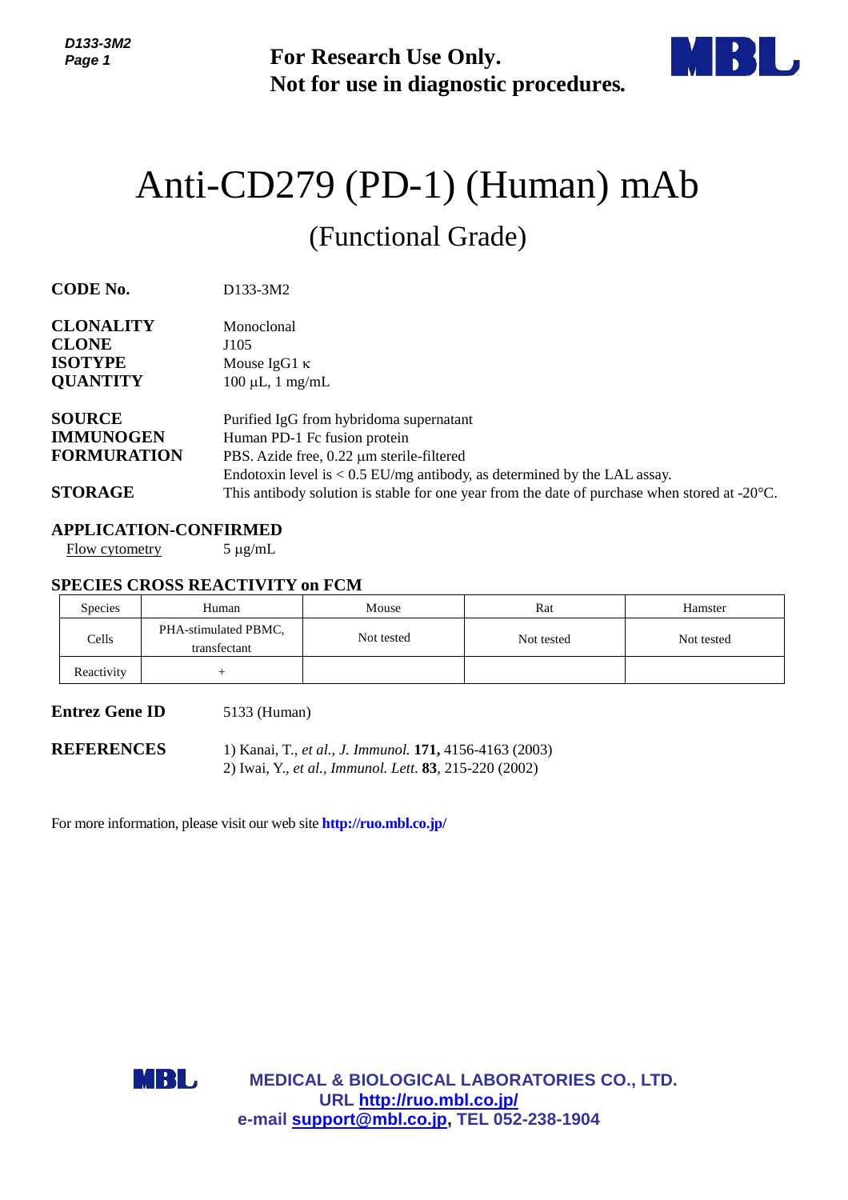**For Research Use Only.**
**Not for use in diagnostic procedures.**

# Anti-CD279 (PD-1) (Human) mAb

## (Functional Grade)

**CODE No.** D133-3M2

**CLONALITY** Monoclonal
**CLONE** J105
**ISOTYPE** Mouse IgG1 κ
**QUANTITY** 100 µL, 1 mg/mL

**SOURCE** Purified IgG from hybridoma supernatant
**IMMUNOGEN** Human PD-1 Fc fusion protein
**FORMURATION** PBS. Azide free, 0.22 µm sterile-filtered
Endotoxin level is < 0.5 EU/mg antibody, as determined by the LAL assay.
**STORAGE** This antibody solution is stable for one year from the date of purchase when stored at -20°C.

**APPLICATION-CONFIRMED**

Flow cytometry 5 µg/mL

**SPECIES CROSS REACTIVITY on FCM**

| Species | Human | Mouse | Rat | Hamster |
|---|---|---|---|---|
| Cells | PHA-stimulated PBMC, transfectant | Not tested | Not tested | Not tested |
| Reactivity | + | | | |

**Entrez Gene ID** 5133 (Human)

**REFERENCES**
1) Kanai, T., *et al., J. Immunol.* **171,** 4156-4163 (2003)
2) Iwai, Y., *et al., Immunol. Lett.* **83**, 215-220 (2002)

For more information, please visit our web site **http://ruo.mbl.co.jp/**

**MEDICAL & BIOLOGICAL LABORATORIES CO., LTD.**
**URL http://ruo.mbl.co.jp/**
**e-mail support@mbl.co.jp, TEL 052-238-1904**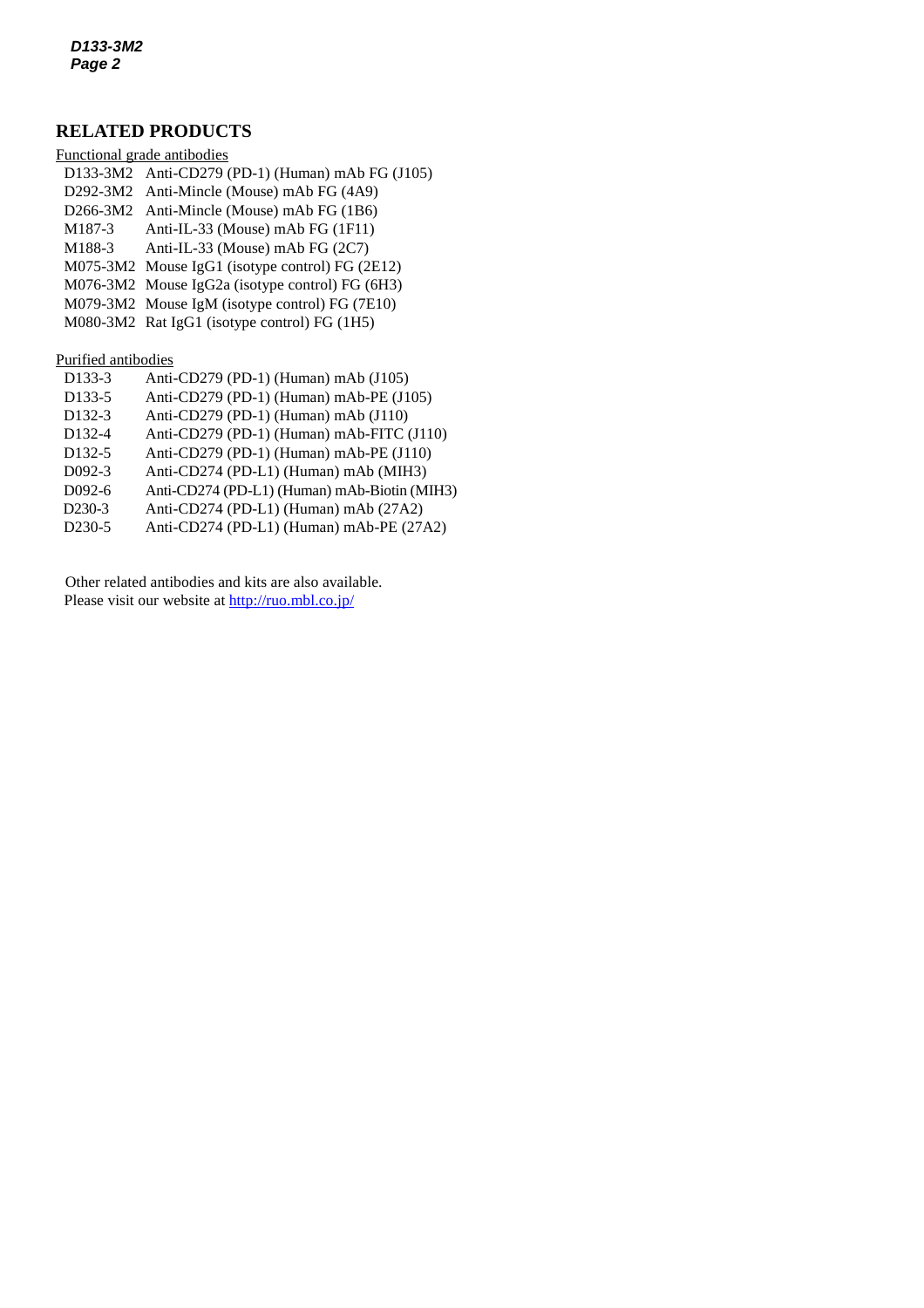## RELATED PRODUCTS

Functional grade antibodies

| | |
|---|---|
| D133-3M2 | Anti-CD279 (PD-1) (Human) mAb FG (J105) |
| D292-3M2 | Anti-Mincle (Mouse) mAb FG (4A9) |
| D266-3M2 | Anti-Mincle (Mouse) mAb FG (1B6) |
| M187-3 | Anti-IL-33 (Mouse) mAb FG (1F11) |
| M188-3 | Anti-IL-33 (Mouse) mAb FG (2C7) |
| M075-3M2 | Mouse IgG1 (isotype control) FG (2E12) |
| M076-3M2 | Mouse IgG2a (isotype control) FG (6H3) |
| M079-3M2 | Mouse IgM (isotype control) FG (7E10) |
| M080-3M2 | Rat IgG1 (isotype control) FG (1H5) |

Purified antibodies

| | |
|---|---|
| D133-3 | Anti-CD279 (PD-1) (Human) mAb (J105) |
| D133-5 | Anti-CD279 (PD-1) (Human) mAb-PE (J105) |
| D132-3 | Anti-CD279 (PD-1) (Human) mAb (J110) |
| D132-4 | Anti-CD279 (PD-1) (Human) mAb-FITC (J110) |
| D132-5 | Anti-CD279 (PD-1) (Human) mAb-PE (J110) |
| D092-3 | Anti-CD274 (PD-L1) (Human) mAb (MIH3) |
| D092-6 | Anti-CD274 (PD-L1) (Human) mAb-Biotin (MIH3) |
| D230-3 | Anti-CD274 (PD-L1) (Human) mAb (27A2) |
| D230-5 | Anti-CD274 (PD-L1) (Human) mAb-PE (27A2) |

Other related antibodies and kits are also available.
Please visit our website at http://ruo.mbl.co.jp/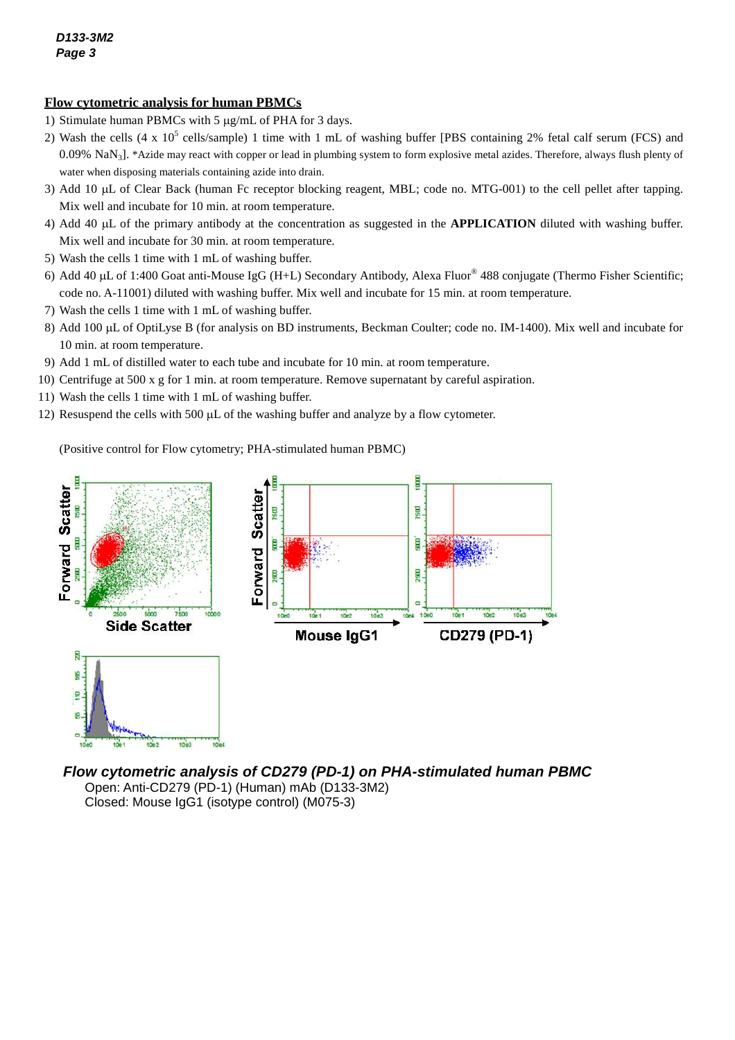## Flow cytometric analysis for human PBMCs

1) Stimulate human PBMCs with 5 µg/mL of PHA for 3 days.
2) Wash the cells (4 x $10^5$ cells/sample) 1 time with 1 mL of washing buffer [PBS containing 2% fetal calf serum (FCS) and 0.09% $NaN_3$]. *Azide may react with copper or lead in plumbing system to form explosive metal azides. Therefore, always flush plenty of water when disposing materials containing azide into drain.
3) Add 10 µL of Clear Back (human Fc receptor blocking reagent, MBL; code no. MTG-001) to the cell pellet after tapping. Mix well and incubate for 10 min. at room temperature.
4) Add 40 µL of the primary antibody at the concentration as suggested in the **APPLICATION** diluted with washing buffer. Mix well and incubate for 30 min. at room temperature.
5) Wash the cells 1 time with 1 mL of washing buffer.
6) Add 40 µL of 1:400 Goat anti-Mouse IgG (H+L) Secondary Antibody, Alexa Fluor® 488 conjugate (Thermo Fisher Scientific; code no. A-11001) diluted with washing buffer. Mix well and incubate for 15 min. at room temperature.
7) Wash the cells 1 time with 1 mL of washing buffer.
8) Add 100 µL of OptiLyse B (for analysis on BD instruments, Beckman Coulter; code no. IM-1400). Mix well and incubate for 10 min. at room temperature.
9) Add 1 mL of distilled water to each tube and incubate for 10 min. at room temperature.
10) Centrifuge at 500 x g for 1 min. at room temperature. Remove supernatant by careful aspiration.
11) Wash the cells 1 time with 1 mL of washing buffer.
12) Resuspend the cells with 500 µL of the washing buffer and analyze by a flow cytometer.

(Positive control for Flow cytometry; PHA-stimulated human PBMC)

***Flow cytometric analysis of CD279 (PD-1) on PHA-stimulated human PBMC***

Open: Anti-CD279 (PD-1) (Human) mAb (D133-3M2)

Closed: Mouse IgG1 (isotype control) (M075-3)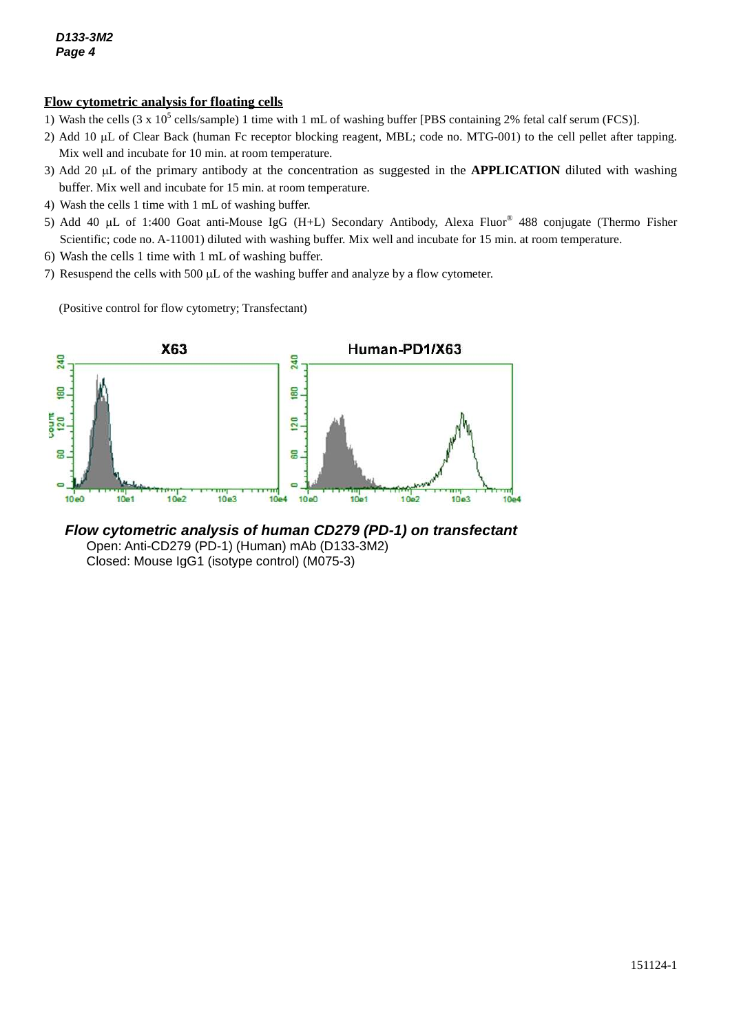## Flow cytometric analysis for floating cells

1) Wash the cells ($3 \times 10^5$ cells/sample) 1 time with 1 mL of washing buffer [PBS containing 2% fetal calf serum (FCS)].
2) Add 10 μL of Clear Back (human Fc receptor blocking reagent, MBL; code no. MTG-001) to the cell pellet after tapping. Mix well and incubate for 10 min. at room temperature.
3) Add 20 μL of the primary antibody at the concentration as suggested in the **APPLICATION** diluted with washing buffer. Mix well and incubate for 15 min. at room temperature.
4) Wash the cells 1 time with 1 mL of washing buffer.
5) Add 40 μL of 1:400 Goat anti-Mouse IgG (H+L) Secondary Antibody, Alexa Fluor® 488 conjugate (Thermo Fisher Scientific; code no. A-11001) diluted with washing buffer. Mix well and incubate for 15 min. at room temperature.
6) Wash the cells 1 time with 1 mL of washing buffer.
7) Resuspend the cells with 500 μL of the washing buffer and analyze by a flow cytometer.

(Positive control for flow cytometry; Transfectant)

X63

Human-PD1/X63

Count

0 60 120 180 240

10e0 10e1 10e2 10e3 10e4

***Flow cytometric analysis of human CD279 (PD-1) on transfectant***

Open: Anti-CD279 (PD-1) (Human) mAb (D133-3M2)

Closed: Mouse IgG1 (isotype control) (M075-3)

151124-1